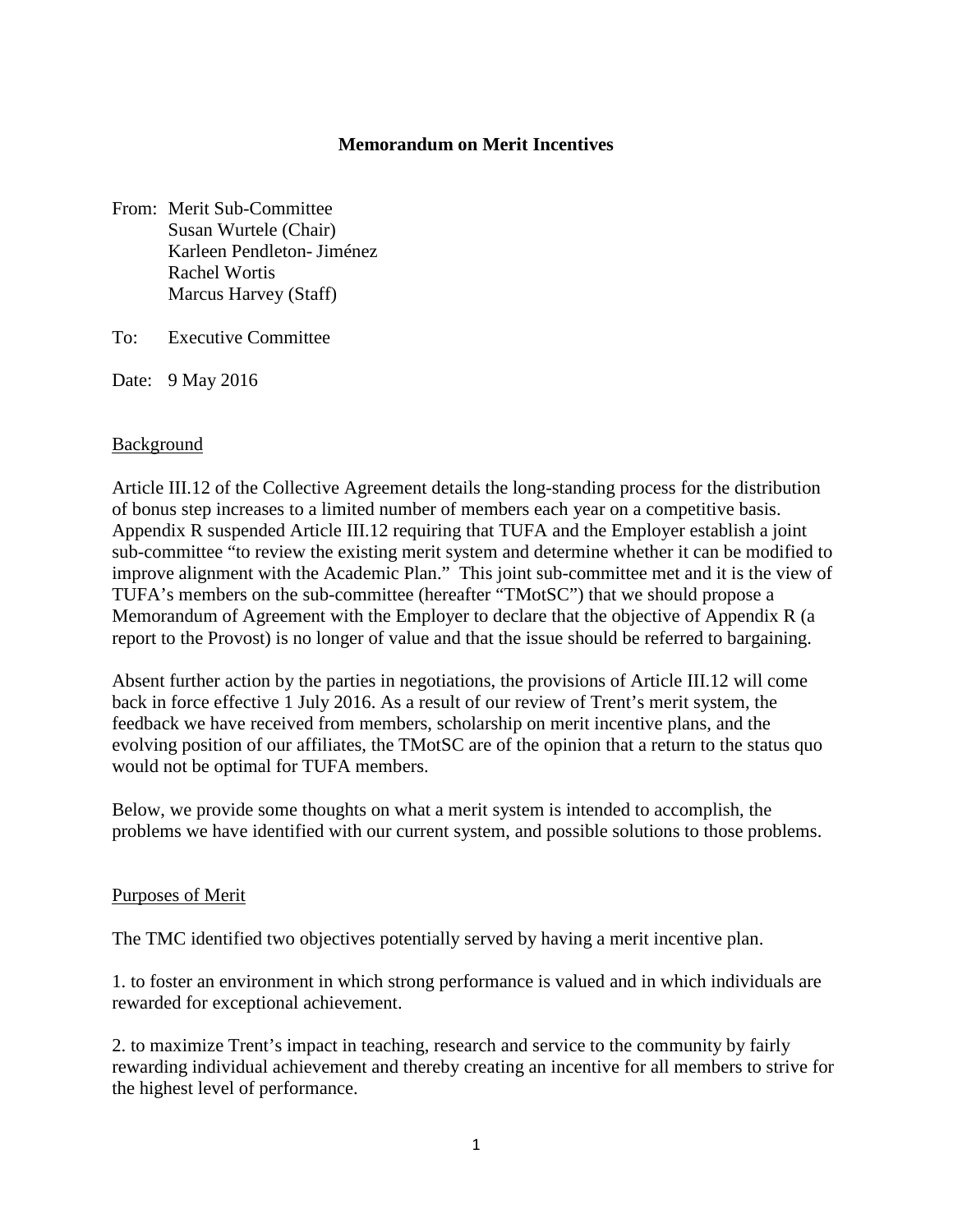# Memorandum on Merit Incentives

From: Merit Sub-Committee
Susan Wurtele (Chair)
Karleen Pendleton- Jiménez
Rachel Wortis
Marcus Harvey (Staff)

To: Executive Committee

Date: 9 May 2016

## Background

Article III.12 of the Collective Agreement details the long-standing process for the distribution of bonus step increases to a limited number of members each year on a competitive basis. Appendix R suspended Article III.12 requiring that TUFA and the Employer establish a joint sub-committee "to review the existing merit system and determine whether it can be modified to improve alignment with the Academic Plan." This joint sub-committee met and it is the view of TUFA's members on the sub-committee (hereafter "TMotSC") that we should propose a Memorandum of Agreement with the Employer to declare that the objective of Appendix R (a report to the Provost) is no longer of value and that the issue should be referred to bargaining.

Absent further action by the parties in negotiations, the provisions of Article III.12 will come back in force effective 1 July 2016. As a result of our review of Trent's merit system, the feedback we have received from members, scholarship on merit incentive plans, and the evolving position of our affiliates, the TMotSC are of the opinion that a return to the status quo would not be optimal for TUFA members.

Below, we provide some thoughts on what a merit system is intended to accomplish, the problems we have identified with our current system, and possible solutions to those problems.

## Purposes of Merit

The TMC identified two objectives potentially served by having a merit incentive plan.

1. to foster an environment in which strong performance is valued and in which individuals are rewarded for exceptional achievement.

2. to maximize Trent's impact in teaching, research and service to the community by fairly rewarding individual achievement and thereby creating an incentive for all members to strive for the highest level of performance.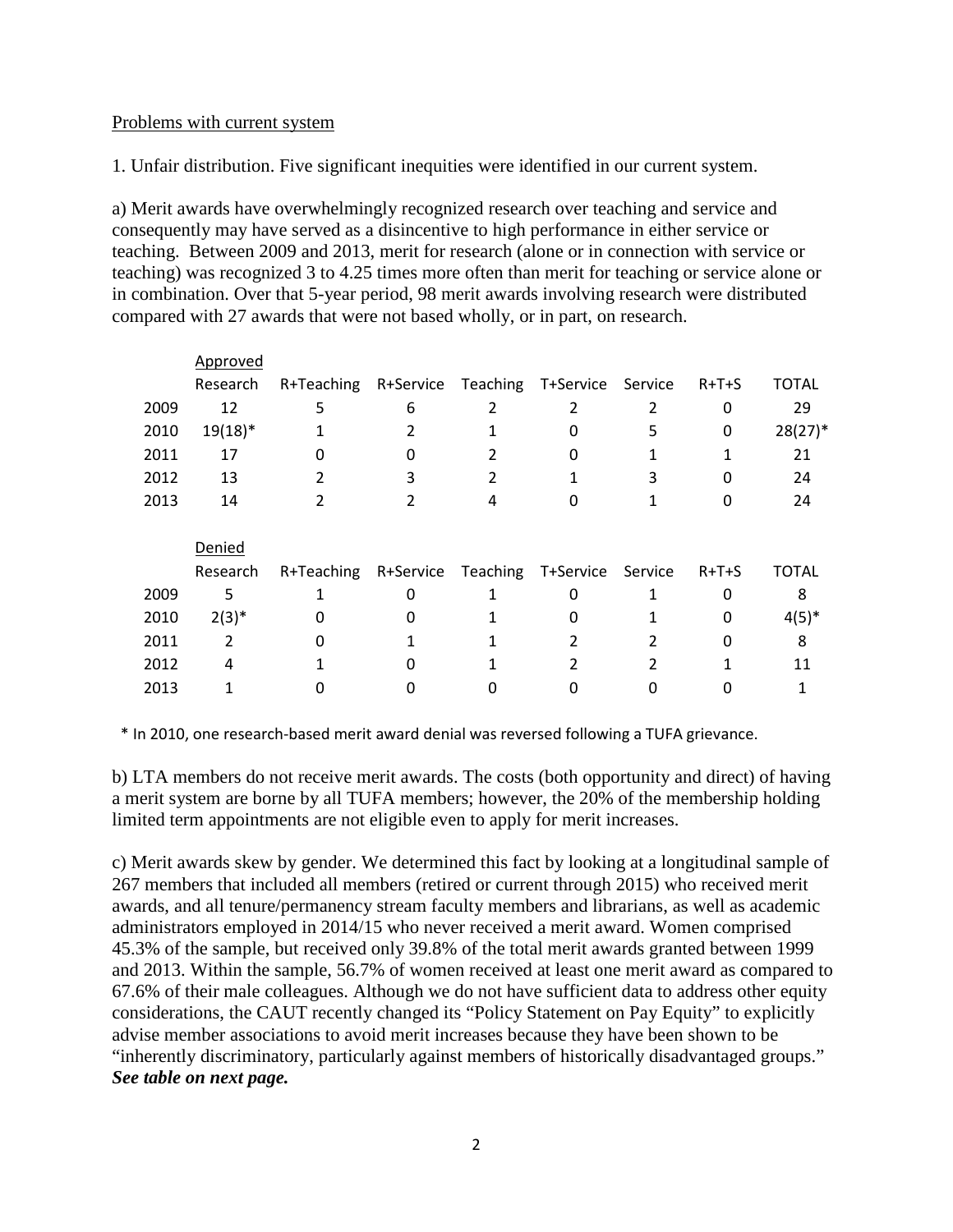Problems with current system

1. Unfair distribution. Five significant inequities were identified in our current system.

a) Merit awards have overwhelmingly recognized research over teaching and service and consequently may have served as a disincentive to high performance in either service or teaching. Between 2009 and 2013, merit for research (alone or in connection with service or teaching) was recognized 3 to 4.25 times more often than merit for teaching or service alone or in combination. Over that 5-year period, 98 merit awards involving research were distributed compared with 27 awards that were not based wholly, or in part, on research.

| | Approved | | | | | | | |
|---|---|---|---|---|---|---|---|---|
| | Research | R+Teaching | R+Service | Teaching | T+Service | Service | R+T+S | TOTAL |
| 2009 | 12 | 5 | 6 | 2 | 2 | 2 | 0 | 29 |
| 2010 | 19(18)* | 1 | 2 | 1 | 0 | 5 | 0 | 28(27)* |
| 2011 | 17 | 0 | 0 | 2 | 0 | 1 | 1 | 21 |
| 2012 | 13 | 2 | 3 | 2 | 1 | 3 | 0 | 24 |
| 2013 | 14 | 2 | 2 | 4 | 0 | 1 | 0 | 24 |

| | Denied | | | | | | | |
|---|---|---|---|---|---|---|---|---|
| | Research | R+Teaching | R+Service | Teaching | T+Service | Service | R+T+S | TOTAL |
| 2009 | 5 | 1 | 0 | 1 | 0 | 1 | 0 | 8 |
| 2010 | 2(3)* | 0 | 0 | 1 | 0 | 1 | 0 | 4(5)* |
| 2011 | 2 | 0 | 1 | 1 | 2 | 2 | 0 | 8 |
| 2012 | 4 | 1 | 0 | 1 | 2 | 2 | 1 | 11 |
| 2013 | 1 | 0 | 0 | 0 | 0 | 0 | 0 | 1 |

\* In 2010, one research-based merit award denial was reversed following a TUFA grievance.

b) LTA members do not receive merit awards. The costs (both opportunity and direct) of having a merit system are borne by all TUFA members; however, the 20% of the membership holding limited term appointments are not eligible even to apply for merit increases.

c) Merit awards skew by gender. We determined this fact by looking at a longitudinal sample of 267 members that included all members (retired or current through 2015) who received merit awards, and all tenure/permanency stream faculty members and librarians, as well as academic administrators employed in 2014/15 who never received a merit award. Women comprised 45.3% of the sample, but received only 39.8% of the total merit awards granted between 1999 and 2013. Within the sample, 56.7% of women received at least one merit award as compared to 67.6% of their male colleagues. Although we do not have sufficient data to address other equity considerations, the CAUT recently changed its "Policy Statement on Pay Equity" to explicitly advise member associations to avoid merit increases because they have been shown to be "inherently discriminatory, particularly against members of historically disadvantaged groups." ***See table on next page.***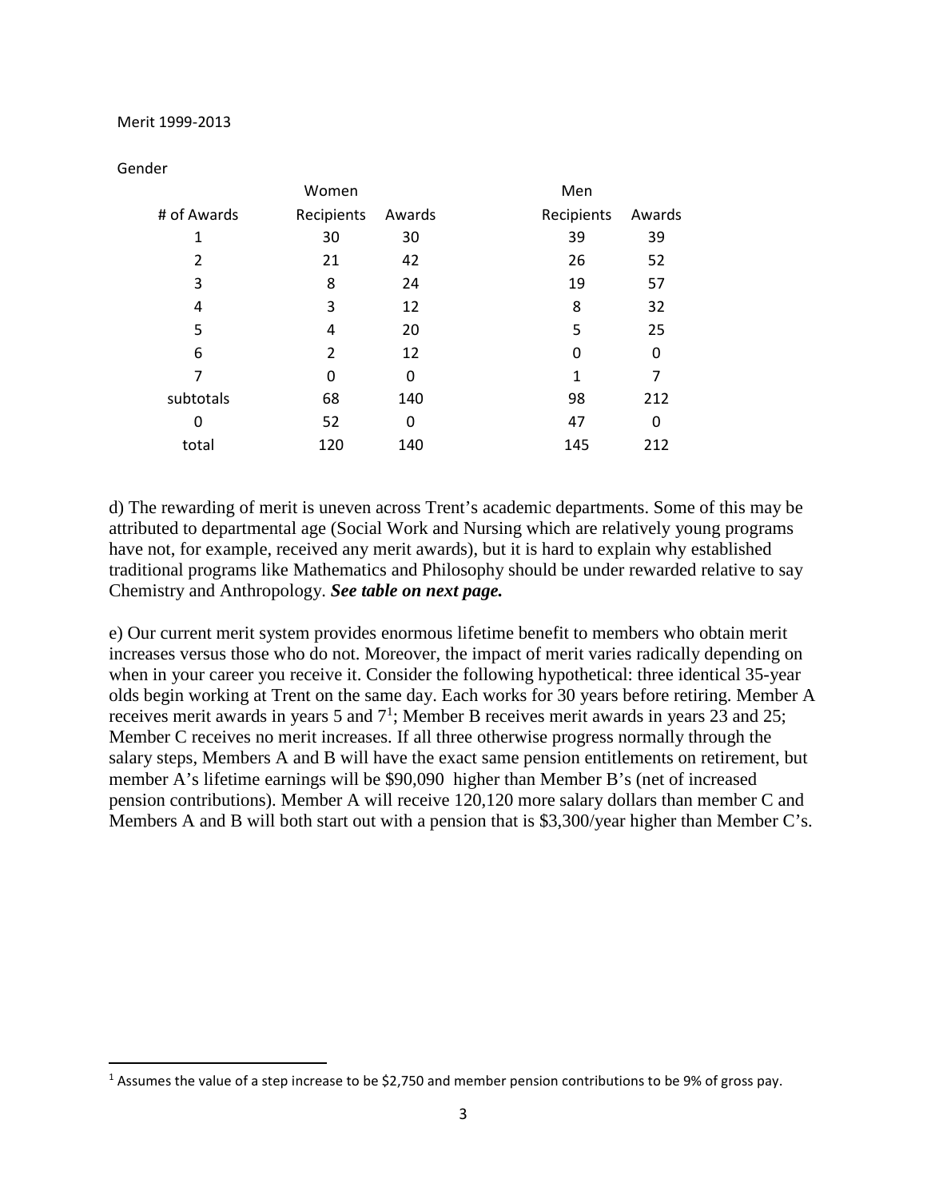Merit 1999-2013

Gender

| | Women | | | Men | |
|---|---|---|---|---|---|
| # of Awards | Recipients | Awards | | Recipients | Awards |
| 1 | 30 | 30 | | 39 | 39 |
| 2 | 21 | 42 | | 26 | 52 |
| 3 | 8 | 24 | | 19 | 57 |
| 4 | 3 | 12 | | 8 | 32 |
| 5 | 4 | 20 | | 5 | 25 |
| 6 | 2 | 12 | | 0 | 0 |
| 7 | 0 | 0 | | 1 | 7 |
| subtotals | 68 | 140 | | 98 | 212 |
| 0 | 52 | 0 | | 47 | 0 |
| total | 120 | 140 | | 145 | 212 |

d) The rewarding of merit is uneven across Trent's academic departments. Some of this may be attributed to departmental age (Social Work and Nursing which are relatively young programs have not, for example, received any merit awards), but it is hard to explain why established traditional programs like Mathematics and Philosophy should be under rewarded relative to say Chemistry and Anthropology. ***See table on next page.***

e) Our current merit system provides enormous lifetime benefit to members who obtain merit increases versus those who do not. Moreover, the impact of merit varies radically depending on when in your career you receive it. Consider the following hypothetical: three identical 35-year olds begin working at Trent on the same day. Each works for 30 years before retiring. Member A receives merit awards in years 5 and 7[1]; Member B receives merit awards in years 23 and 25; Member C receives no merit increases. If all three otherwise progress normally through the salary steps, Members A and B will have the exact same pension entitlements on retirement, but member A's lifetime earnings will be $90,090 higher than Member B's (net of increased pension contributions). Member A will receive 120,120 more salary dollars than member C and Members A and B will both start out with a pension that is $3,300/year higher than Member C's.

[1] Assumes the value of a step increase to be $2,750 and member pension contributions to be 9% of gross pay.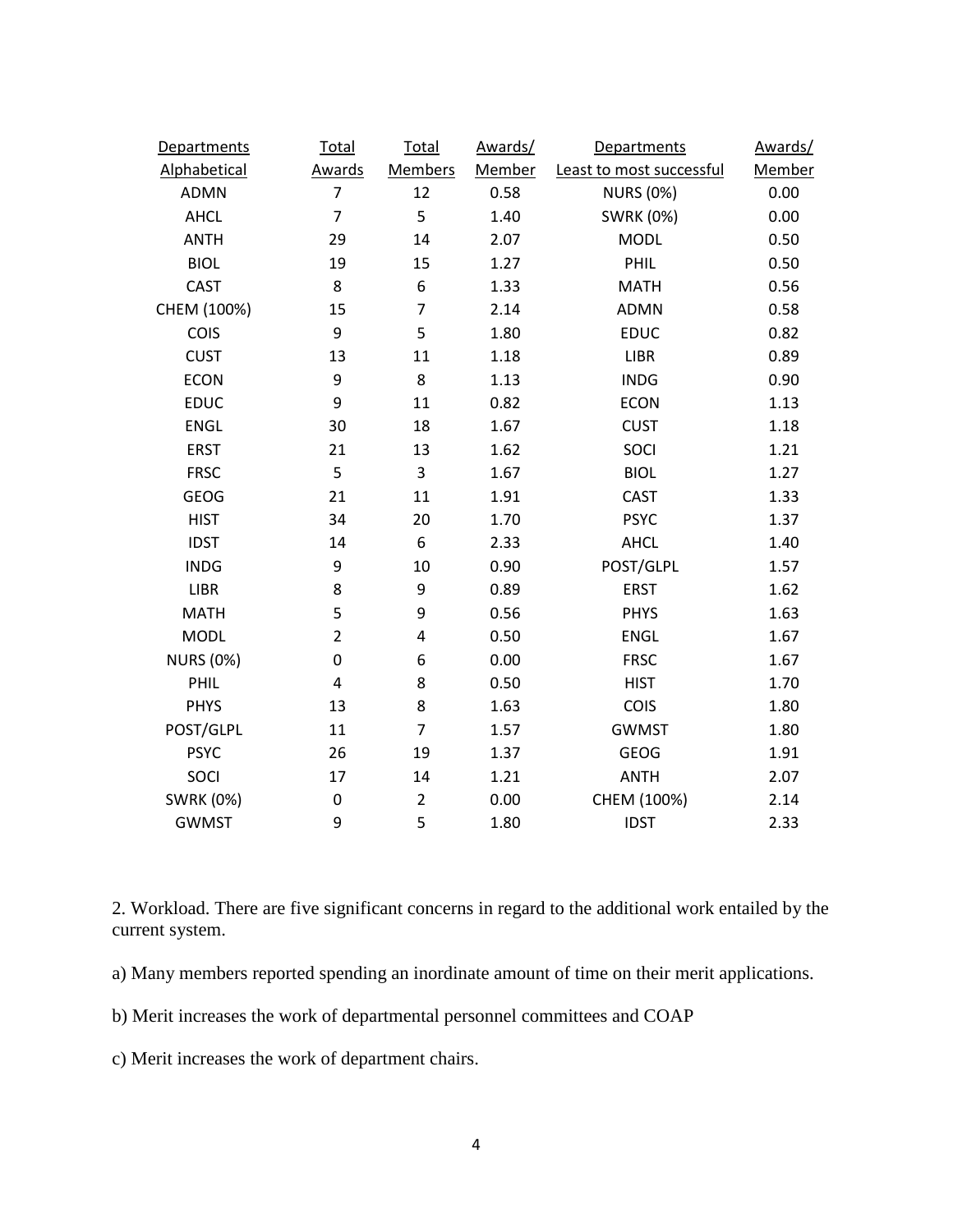| Departments Alphabetical | Total Awards | Total Members | Awards/ Member | Departments Least to most successful | Awards/ Member |
|---|---|---|---|---|---|
| ADMN | 7 | 12 | 0.58 | NURS (0%) | 0.00 |
| AHCL | 7 | 5 | 1.40 | SWRK (0%) | 0.00 |
| ANTH | 29 | 14 | 2.07 | MODL | 0.50 |
| BIOL | 19 | 15 | 1.27 | PHIL | 0.50 |
| CAST | 8 | 6 | 1.33 | MATH | 0.56 |
| CHEM (100%) | 15 | 7 | 2.14 | ADMN | 0.58 |
| COIS | 9 | 5 | 1.80 | EDUC | 0.82 |
| CUST | 13 | 11 | 1.18 | LIBR | 0.89 |
| ECON | 9 | 8 | 1.13 | INDG | 0.90 |
| EDUC | 9 | 11 | 0.82 | ECON | 1.13 |
| ENGL | 30 | 18 | 1.67 | CUST | 1.18 |
| ERST | 21 | 13 | 1.62 | SOCI | 1.21 |
| FRSC | 5 | 3 | 1.67 | BIOL | 1.27 |
| GEOG | 21 | 11 | 1.91 | CAST | 1.33 |
| HIST | 34 | 20 | 1.70 | PSYC | 1.37 |
| IDST | 14 | 6 | 2.33 | AHCL | 1.40 |
| INDG | 9 | 10 | 0.90 | POST/GLPL | 1.57 |
| LIBR | 8 | 9 | 0.89 | ERST | 1.62 |
| MATH | 5 | 9 | 0.56 | PHYS | 1.63 |
| MODL | 2 | 4 | 0.50 | ENGL | 1.67 |
| NURS (0%) | 0 | 6 | 0.00 | FRSC | 1.67 |
| PHIL | 4 | 8 | 0.50 | HIST | 1.70 |
| PHYS | 13 | 8 | 1.63 | COIS | 1.80 |
| POST/GLPL | 11 | 7 | 1.57 | GWMST | 1.80 |
| PSYC | 26 | 19 | 1.37 | GEOG | 1.91 |
| SOCI | 17 | 14 | 1.21 | ANTH | 2.07 |
| SWRK (0%) | 0 | 2 | 0.00 | CHEM (100%) | 2.14 |
| GWMST | 9 | 5 | 1.80 | IDST | 2.33 |

2. Workload. There are five significant concerns in regard to the additional work entailed by the current system.

a) Many members reported spending an inordinate amount of time on their merit applications.

b) Merit increases the work of departmental personnel committees and COAP

c) Merit increases the work of department chairs.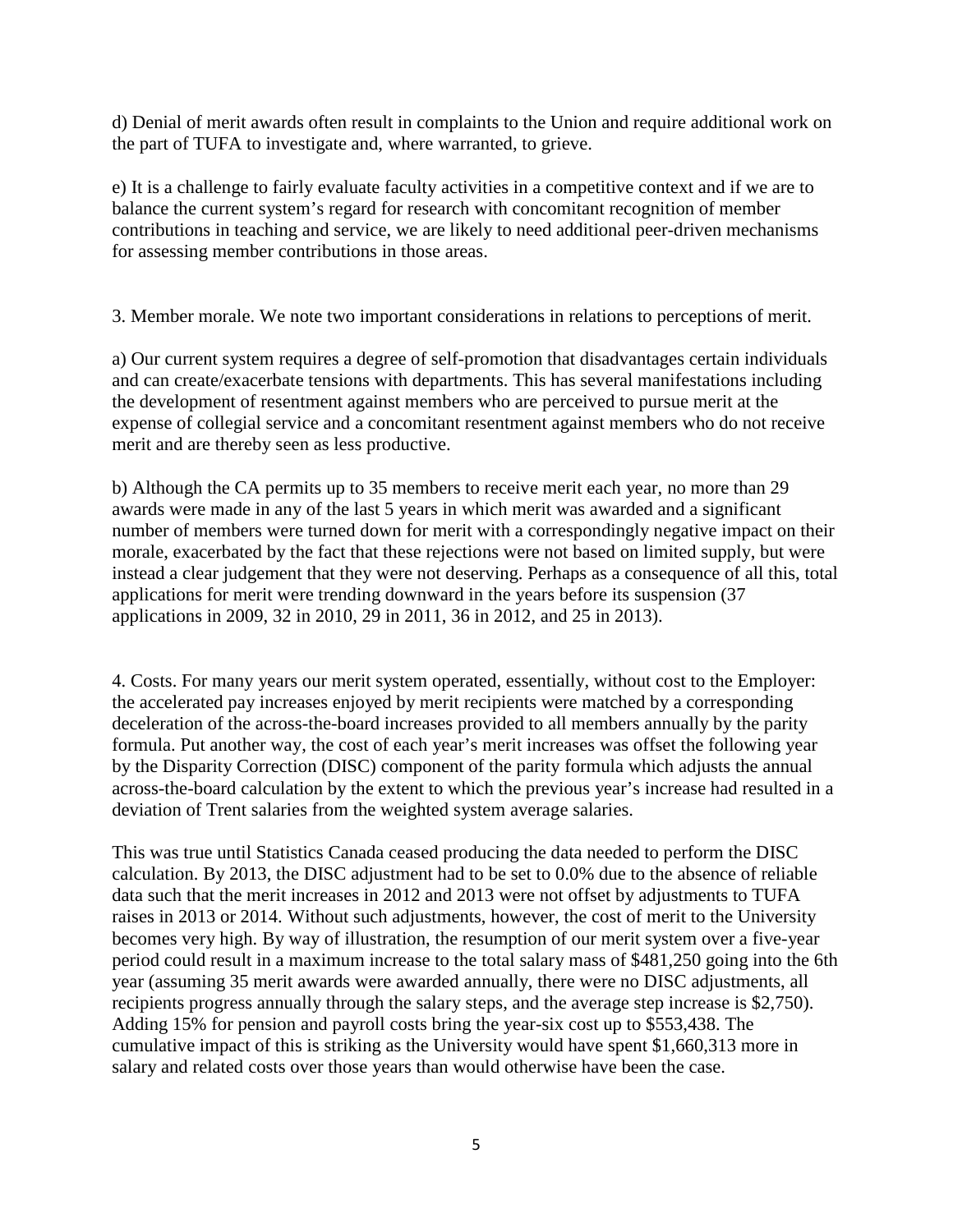d) Denial of merit awards often result in complaints to the Union and require additional work on the part of TUFA to investigate and, where warranted, to grieve.

e) It is a challenge to fairly evaluate faculty activities in a competitive context and if we are to balance the current system's regard for research with concomitant recognition of member contributions in teaching and service, we are likely to need additional peer-driven mechanisms for assessing member contributions in those areas.

3. Member morale. We note two important considerations in relations to perceptions of merit.

a) Our current system requires a degree of self-promotion that disadvantages certain individuals and can create/exacerbate tensions with departments. This has several manifestations including the development of resentment against members who are perceived to pursue merit at the expense of collegial service and a concomitant resentment against members who do not receive merit and are thereby seen as less productive.

b) Although the CA permits up to 35 members to receive merit each year, no more than 29 awards were made in any of the last 5 years in which merit was awarded and a significant number of members were turned down for merit with a correspondingly negative impact on their morale, exacerbated by the fact that these rejections were not based on limited supply, but were instead a clear judgement that they were not deserving. Perhaps as a consequence of all this, total applications for merit were trending downward in the years before its suspension (37 applications in 2009, 32 in 2010, 29 in 2011, 36 in 2012, and 25 in 2013).

4. Costs. For many years our merit system operated, essentially, without cost to the Employer: the accelerated pay increases enjoyed by merit recipients were matched by a corresponding deceleration of the across-the-board increases provided to all members annually by the parity formula. Put another way, the cost of each year's merit increases was offset the following year by the Disparity Correction (DISC) component of the parity formula which adjusts the annual across-the-board calculation by the extent to which the previous year's increase had resulted in a deviation of Trent salaries from the weighted system average salaries.

This was true until Statistics Canada ceased producing the data needed to perform the DISC calculation. By 2013, the DISC adjustment had to be set to 0.0% due to the absence of reliable data such that the merit increases in 2012 and 2013 were not offset by adjustments to TUFA raises in 2013 or 2014. Without such adjustments, however, the cost of merit to the University becomes very high. By way of illustration, the resumption of our merit system over a five-year period could result in a maximum increase to the total salary mass of $481,250 going into the 6th year (assuming 35 merit awards were awarded annually, there were no DISC adjustments, all recipients progress annually through the salary steps, and the average step increase is $2,750). Adding 15% for pension and payroll costs bring the year-six cost up to $553,438. The cumulative impact of this is striking as the University would have spent $1,660,313 more in salary and related costs over those years than would otherwise have been the case.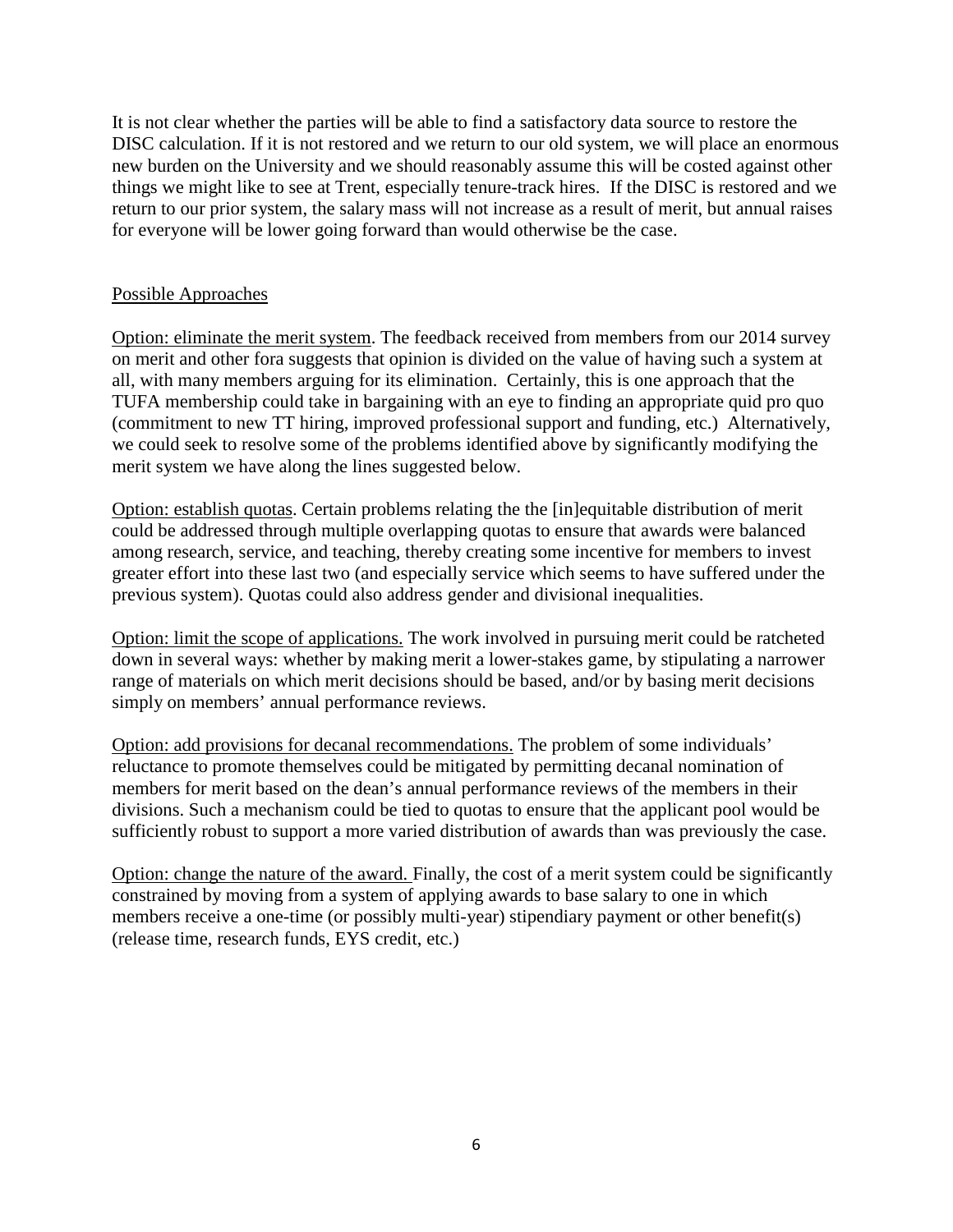It is not clear whether the parties will be able to find a satisfactory data source to restore the DISC calculation. If it is not restored and we return to our old system, we will place an enormous new burden on the University and we should reasonably assume this will be costed against other things we might like to see at Trent, especially tenure-track hires. If the DISC is restored and we return to our prior system, the salary mass will not increase as a result of merit, but annual raises for everyone will be lower going forward than would otherwise be the case.

Possible Approaches

Option: eliminate the merit system. The feedback received from members from our 2014 survey on merit and other fora suggests that opinion is divided on the value of having such a system at all, with many members arguing for its elimination. Certainly, this is one approach that the TUFA membership could take in bargaining with an eye to finding an appropriate quid pro quo (commitment to new TT hiring, improved professional support and funding, etc.) Alternatively, we could seek to resolve some of the problems identified above by significantly modifying the merit system we have along the lines suggested below.

Option: establish quotas. Certain problems relating the the [in]equitable distribution of merit could be addressed through multiple overlapping quotas to ensure that awards were balanced among research, service, and teaching, thereby creating some incentive for members to invest greater effort into these last two (and especially service which seems to have suffered under the previous system). Quotas could also address gender and divisional inequalities.

Option: limit the scope of applications. The work involved in pursuing merit could be ratcheted down in several ways: whether by making merit a lower-stakes game, by stipulating a narrower range of materials on which merit decisions should be based, and/or by basing merit decisions simply on members' annual performance reviews.

Option: add provisions for decanal recommendations. The problem of some individuals' reluctance to promote themselves could be mitigated by permitting decanal nomination of members for merit based on the dean's annual performance reviews of the members in their divisions. Such a mechanism could be tied to quotas to ensure that the applicant pool would be sufficiently robust to support a more varied distribution of awards than was previously the case.

Option: change the nature of the award. Finally, the cost of a merit system could be significantly constrained by moving from a system of applying awards to base salary to one in which members receive a one-time (or possibly multi-year) stipendiary payment or other benefit(s) (release time, research funds, EYS credit, etc.)